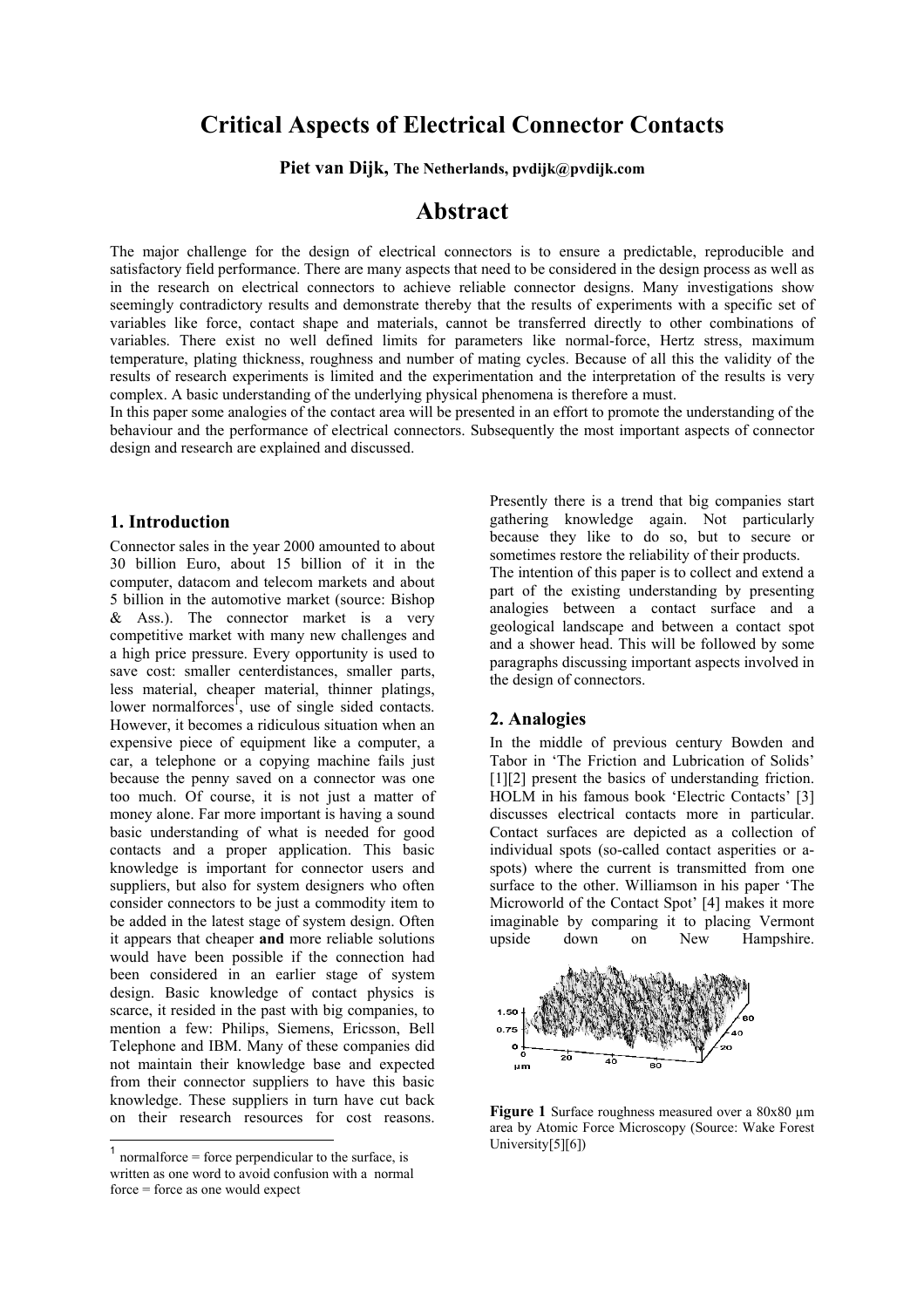# Critical Aspects of Electrical Connector Contacts

**Piet van Dijk, The Netherlands, pvdijk@pvdijk.com**

# Abstract

The major challenge for the design of electrical connectors is to ensure a predictable, reproducible and satisfactory field performance. There are many aspects that need to be considered in the design process as well as in the research on electrical connectors to achieve reliable connector designs. Many investigations show seemingly contradictory results and demonstrate thereby that the results of experiments with a specific set of variables like force, contact shape and materials, cannot be transferred directly to other combinations of variables. There exist no well defined limits for parameters like normal-force, Hertz stress, maximum temperature, plating thickness, roughness and number of mating cycles. Because of all this the validity of the results of research experiments is limited and the experimentation and the interpretation of the results is very complex. A basic understanding of the underlying physical phenomena is therefore a must.

In this paper some analogies of the contact area will be presented in an effort to promote the understanding of the behaviour and the performance of electrical connectors. Subsequently the most important aspects of connector design and research are explained and discussed.

## 1. Introduction

Connector sales in the year 2000 amounted to about 30 billion Euro, about 15 billion of it in the computer, datacom and telecom markets and about 5 billion in the automotive market (source: Bishop & Ass.). The connector market is a very competitive market with many new challenges and a high price pressure. Every opportunity is used to save cost: smaller centerdistances, smaller parts, less material, cheaper material, thinner platings, lower normalforces[1], use of single sided contacts. However, it becomes a ridiculous situation when an expensive piece of equipment like a computer, a car, a telephone or a copying machine fails just because the penny saved on a connector was one too much. Of course, it is not just a matter of money alone. Far more important is having a sound basic understanding of what is needed for good contacts and a proper application. This basic knowledge is important for connector users and suppliers, but also for system designers who often consider connectors to be just a commodity item to be added in the latest stage of system design. Often it appears that cheaper **and** more reliable solutions would have been possible if the connection had been considered in an earlier stage of system design. Basic knowledge of contact physics is scarce, it resided in the past with big companies, to mention a few: Philips, Siemens, Ericsson, Bell Telephone and IBM. Many of these companies did not maintain their knowledge base and expected from their connector suppliers to have this basic knowledge. These suppliers in turn have cut back on their research resources for cost reasons. Presently there is a trend that big companies start gathering knowledge again. Not particularly because they like to do so, but to secure or sometimes restore the reliability of their products.

The intention of this paper is to collect and extend a part of the existing understanding by presenting analogies between a contact surface and a geological landscape and between a contact spot and a shower head. This will be followed by some paragraphs discussing important aspects involved in the design of connectors.

## 2. Analogies

In the middle of previous century Bowden and Tabor in 'The Friction and Lubrication of Solids' [1][2] present the basics of understanding friction. HOLM in his famous book 'Electric Contacts' [3] discusses electrical contacts more in particular. Contact surfaces are depicted as a collection of individual spots (so-called contact asperities or a-spots) where the current is transmitted from one surface to the other. Williamson in his paper 'The Microworld of the Contact Spot' [4] makes it more imaginable by comparing it to placing Vermont upside down on New Hampshire.

**Figure 1** Surface roughness measured over a 80x80 µm area by Atomic Force Microscopy (Source: Wake Forest University[5][6])

[1] normalforce = force perpendicular to the surface, is written as one word to avoid confusion with a normal force = force as one would expect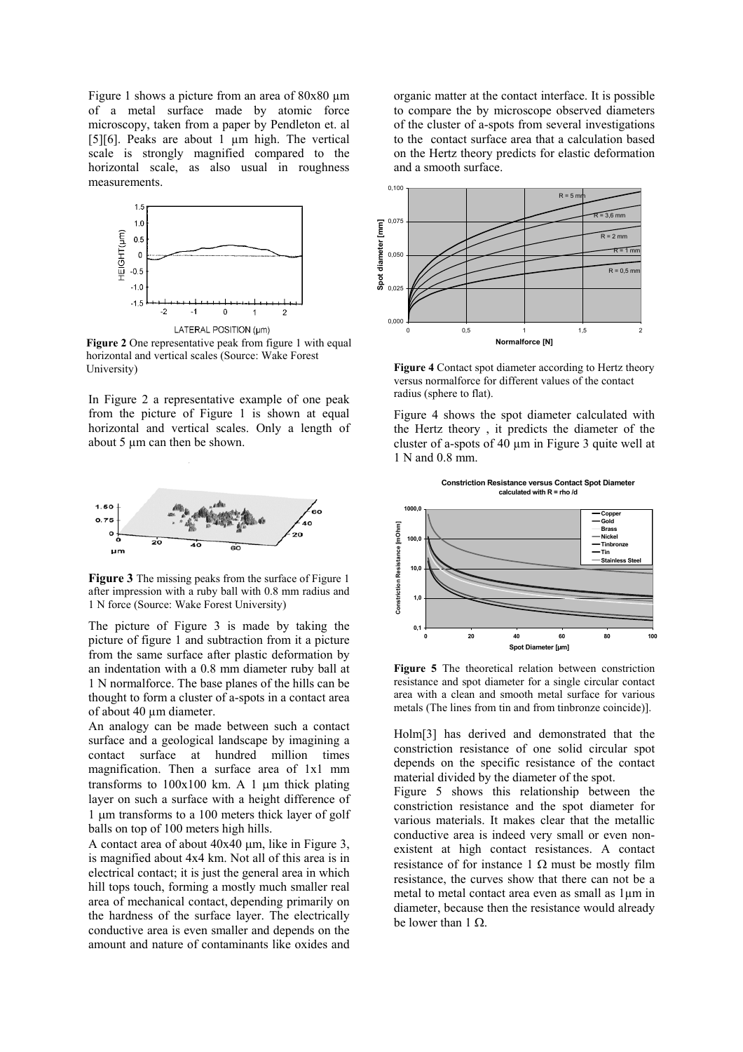Figure 1 shows a picture from an area of 80x80 µm of a metal surface made by atomic force microscopy, taken from a paper by Pendleton et. al [5][6]. Peaks are about 1 µm high. The vertical scale is strongly magnified compared to the horizontal scale, as also usual in roughness measurements.

**Figure 2** One representative peak from figure 1 with equal horizontal and vertical scales (Source: Wake Forest University)

In Figure 2 a representative example of one peak from the picture of Figure 1 is shown at equal horizontal and vertical scales. Only a length of about 5 µm can then be shown.

**Figure 3** The missing peaks from the surface of Figure 1 after impression with a ruby ball with 0.8 mm radius and 1 N force (Source: Wake Forest University)

The picture of Figure 3 is made by taking the picture of figure 1 and subtraction from it a picture from the same surface after plastic deformation by an indentation with a 0.8 mm diameter ruby ball at 1 N normalforce. The base planes of the hills can be thought to form a cluster of a-spots in a contact area of about 40 µm diameter.

An analogy can be made between such a contact surface and a geological landscape by imagining a contact surface at hundred million times magnification. Then a surface area of 1x1 mm transforms to 100x100 km. A 1 µm thick plating layer on such a surface with a height difference of 1 µm transforms to a 100 meters thick layer of golf balls on top of 100 meters high hills.

A contact area of about 40x40 µm, like in Figure 3, is magnified about 4x4 km. Not all of this area is in electrical contact; it is just the general area in which hill tops touch, forming a mostly much smaller real area of mechanical contact, depending primarily on the hardness of the surface layer. The electrically conductive area is even smaller and depends on the amount and nature of contaminants like oxides and organic matter at the contact interface. It is possible to compare the by microscope observed diameters of the cluster of a-spots from several investigations to the contact surface area that a calculation based on the Hertz theory predicts for elastic deformation and a smooth surface.

**Figure 4** Contact spot diameter according to Hertz theory versus normalforce for different values of the contact radius (sphere to flat).

Figure 4 shows the spot diameter calculated with the Hertz theory , it predicts the diameter of the cluster of a-spots of 40 µm in Figure 3 quite well at 1 N and 0.8 mm.

**Figure 5** The theoretical relation between constriction resistance and spot diameter for a single circular contact area with a clean and smooth metal surface for various metals (The lines from tin and from tinbronze coincide)].

Holm[3] has derived and demonstrated that the constriction resistance of one solid circular spot depends on the specific resistance of the contact material divided by the diameter of the spot.

Figure 5 shows this relationship between the constriction resistance and the spot diameter for various materials. It makes clear that the metallic conductive area is indeed very small or even non-existent at high contact resistances. A contact resistance of for instance 1 Ω must be mostly film resistance, the curves show that there can not be a metal to metal contact area even as small as 1µm in diameter, because then the resistance would already be lower than 1 Ω.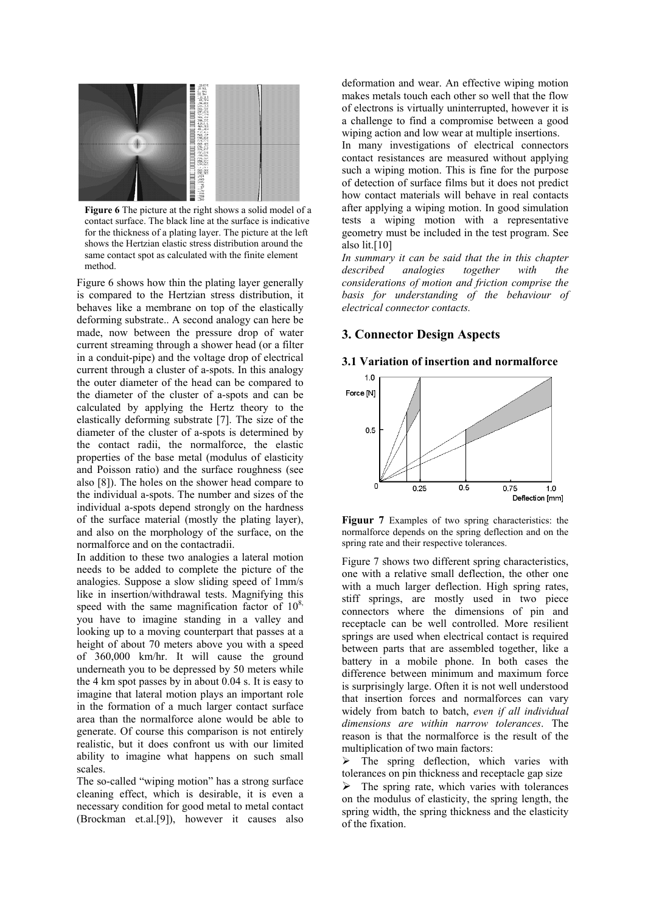**Figure 6** The picture at the right shows a solid model of a contact surface. The black line at the surface is indicative for the thickness of a plating layer. The picture at the left shows the Hertzian elastic stress distribution around the same contact spot as calculated with the finite element method.

Figure 6 shows how thin the plating layer generally is compared to the Hertzian stress distribution, it behaves like a membrane on top of the elastically deforming substrate.. A second analogy can here be made, now between the pressure drop of water current streaming through a shower head (or a filter in a conduit-pipe) and the voltage drop of electrical current through a cluster of a-spots. In this analogy the outer diameter of the head can be compared to the diameter of the cluster of a-spots and can be calculated by applying the Hertz theory to the elastically deforming substrate [7]. The size of the diameter of the cluster of a-spots is determined by the contact radii, the normalforce, the elastic properties of the base metal (modulus of elasticity and Poisson ratio) and the surface roughness (see also [8]). The holes on the shower head compare to the individual a-spots. The number and sizes of the individual a-spots depend strongly on the hardness of the surface material (mostly the plating layer), and also on the morphology of the surface, on the normalforce and on the contactradii.

In addition to these two analogies a lateral motion needs to be added to complete the picture of the analogies. Suppose a slow sliding speed of 1mm/s like in insertion/withdrawal tests. Magnifying this speed with the same magnification factor of $10^{8,}$ you have to imagine standing in a valley and looking up to a moving counterpart that passes at a height of about 70 meters above you with a speed of 360,000 km/hr. It will cause the ground underneath you to be depressed by 50 meters while the 4 km spot passes by in about 0.04 s. It is easy to imagine that lateral motion plays an important role in the formation of a much larger contact surface area than the normalforce alone would be able to generate. Of course this comparison is not entirely realistic, but it does confront us with our limited ability to imagine what happens on such small scales.

The so-called "wiping motion" has a strong surface cleaning effect, which is desirable, it is even a necessary condition for good metal to metal contact (Brockman et.al.[9]), however it causes also deformation and wear. An effective wiping motion makes metals touch each other so well that the flow of electrons is virtually uninterrupted, however it is a challenge to find a compromise between a good wiping action and low wear at multiple insertions.

In many investigations of electrical connectors contact resistances are measured without applying such a wiping motion. This is fine for the purpose of detection of surface films but it does not predict how contact materials will behave in real contacts after applying a wiping motion. In good simulation tests a wiping motion with a representative geometry must be included in the test program. See also lit.[10]

*In summary it can be said that the in this chapter described analogies together with the considerations of motion and friction comprise the basis for understanding of the behaviour of electrical connector contacts.*

## 3. Connector Design Aspects

### 3.1 Variation of insertion and normalforce

**Figuur 7** Examples of two spring characteristics: the normalforce depends on the spring deflection and on the spring rate and their respective tolerances.

Figure 7 shows two different spring characteristics, one with a relative small deflection, the other one with a much larger deflection. High spring rates, stiff springs, are mostly used in two piece connectors where the dimensions of pin and receptacle can be well controlled. More resilient springs are used when electrical contact is required between parts that are assembled together, like a battery in a mobile phone. In both cases the difference between minimum and maximum force is surprisingly large. Often it is not well understood that insertion forces and normalforces can vary widely from batch to batch, *even if all individual dimensions are within narrow tolerances*. The reason is that the normalforce is the result of the multiplication of two main factors:

- The spring deflection, which varies with tolerances on pin thickness and receptacle gap size
- The spring rate, which varies with tolerances on the modulus of elasticity, the spring length, the spring width, the spring thickness and the elasticity of the fixation.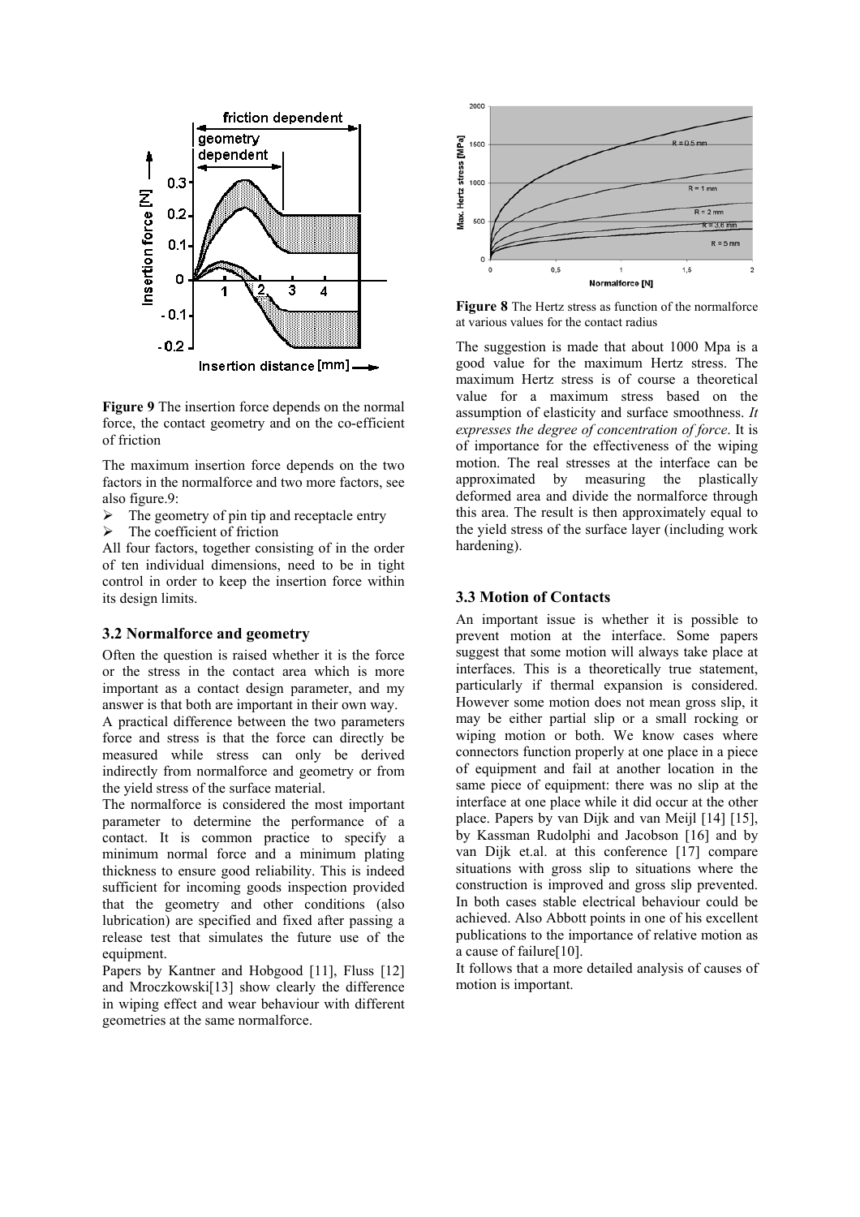**Figure 9** The insertion force depends on the normal force, the contact geometry and on the co-efficient of friction

The maximum insertion force depends on the two factors in the normalforce and two more factors, see also figure.9:

- The geometry of pin tip and receptacle entry
- The coefficient of friction

All four factors, together consisting of in the order of ten individual dimensions, need to be in tight control in order to keep the insertion force within its design limits.

### 3.2 Normalforce and geometry

Often the question is raised whether it is the force or the stress in the contact area which is more important as a contact design parameter, and my answer is that both are important in their own way.

A practical difference between the two parameters force and stress is that the force can directly be measured while stress can only be derived indirectly from normalforce and geometry or from the yield stress of the surface material.

The normalforce is considered the most important parameter to determine the performance of a contact. It is common practice to specify a minimum normal force and a minimum plating thickness to ensure good reliability. This is indeed sufficient for incoming goods inspection provided that the geometry and other conditions (also lubrication) are specified and fixed after passing a release test that simulates the future use of the equipment.

Papers by Kantner and Hobgood [11], Fluss [12] and Mroczkowski[13] show clearly the difference in wiping effect and wear behaviour with different geometries at the same normalforce.

**Figure 8** The Hertz stress as function of the normalforce at various values for the contact radius

The suggestion is made that about 1000 Mpa is a good value for the maximum Hertz stress. The maximum Hertz stress is of course a theoretical value for a maximum stress based on the assumption of elasticity and surface smoothness. *It expresses the degree of concentration of force*. It is of importance for the effectiveness of the wiping motion. The real stresses at the interface can be approximated by measuring the plastically deformed area and divide the normalforce through this area. The result is then approximately equal to the yield stress of the surface layer (including work hardening).

### 3.3 Motion of Contacts

An important issue is whether it is possible to prevent motion at the interface. Some papers suggest that some motion will always take place at interfaces. This is a theoretically true statement, particularly if thermal expansion is considered. However some motion does not mean gross slip, it may be either partial slip or a small rocking or wiping motion or both. We know cases where connectors function properly at one place in a piece of equipment and fail at another location in the same piece of equipment: there was no slip at the interface at one place while it did occur at the other place. Papers by van Dijk and van Meijl [14] [15], by Kassman Rudolphi and Jacobson [16] and by van Dijk et.al. at this conference [17] compare situations with gross slip to situations where the construction is improved and gross slip prevented. In both cases stable electrical behaviour could be achieved. Also Abbott points in one of his excellent publications to the importance of relative motion as a cause of failure[10].

It follows that a more detailed analysis of causes of motion is important.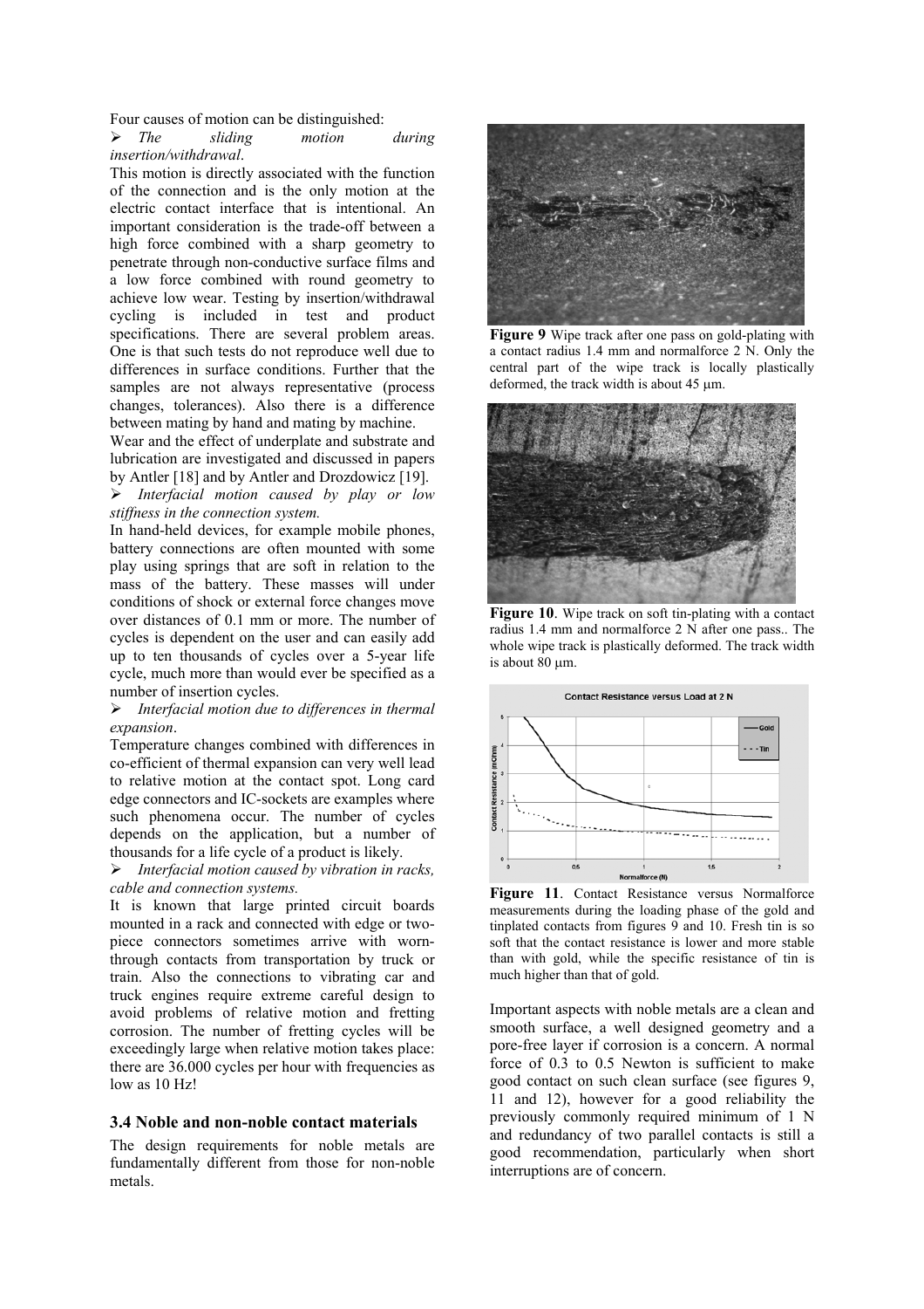Four causes of motion can be distinguished:

➢ *The sliding motion during insertion/withdrawal*.

This motion is directly associated with the function of the connection and is the only motion at the electric contact interface that is intentional. An important consideration is the trade-off between a high force combined with a sharp geometry to penetrate through non-conductive surface films and a low force combined with round geometry to achieve low wear. Testing by insertion/withdrawal cycling is included in test and product specifications. There are several problem areas. One is that such tests do not reproduce well due to differences in surface conditions. Further that the samples are not always representative (process changes, tolerances). Also there is a difference between mating by hand and mating by machine.

Wear and the effect of underplate and substrate and lubrication are investigated and discussed in papers by Antler [18] and by Antler and Drozdowicz [19].

➢ *Interfacial motion caused by play or low stiffness in the connection system.*

In hand-held devices, for example mobile phones, battery connections are often mounted with some play using springs that are soft in relation to the mass of the battery. These masses will under conditions of shock or external force changes move over distances of 0.1 mm or more. The number of cycles is dependent on the user and can easily add up to ten thousands of cycles over a 5-year life cycle, much more than would ever be specified as a number of insertion cycles.

➢ *Interfacial motion due to differences in thermal expansion*.

Temperature changes combined with differences in co-efficient of thermal expansion can very well lead to relative motion at the contact spot. Long card edge connectors and IC-sockets are examples where such phenomena occur. The number of cycles depends on the application, but a number of thousands for a life cycle of a product is likely.

➢ *Interfacial motion caused by vibration in racks, cable and connection systems.*

It is known that large printed circuit boards mounted in a rack and connected with edge or two-piece connectors sometimes arrive with worn-through contacts from transportation by truck or train. Also the connections to vibrating car and truck engines require extreme careful design to avoid problems of relative motion and fretting corrosion. The number of fretting cycles will be exceedingly large when relative motion takes place: there are 36.000 cycles per hour with frequencies as low as 10 Hz!

### 3.4 Noble and non-noble contact materials

The design requirements for noble metals are fundamentally different from those for non-noble metals.

**Figure 9** Wipe track after one pass on gold-plating with a contact radius 1.4 mm and normalforce 2 N. Only the central part of the wipe track is locally plastically deformed, the track width is about 45 μm.

**Figure 10**. Wipe track on soft tin-plating with a contact radius 1.4 mm and normalforce 2 N after one pass.. The whole wipe track is plastically deformed. The track width is about 80 μm.

**Figure 11**. Contact Resistance versus Normalforce measurements during the loading phase of the gold and tinplated contacts from figures 9 and 10. Fresh tin is so soft that the contact resistance is lower and more stable than with gold, while the specific resistance of tin is much higher than that of gold.

Important aspects with noble metals are a clean and smooth surface, a well designed geometry and a pore-free layer if corrosion is a concern. A normal force of 0.3 to 0.5 Newton is sufficient to make good contact on such clean surface (see figures 9, 11 and 12), however for a good reliability the previously commonly required minimum of 1 N and redundancy of two parallel contacts is still a good recommendation, particularly when short interruptions are of concern.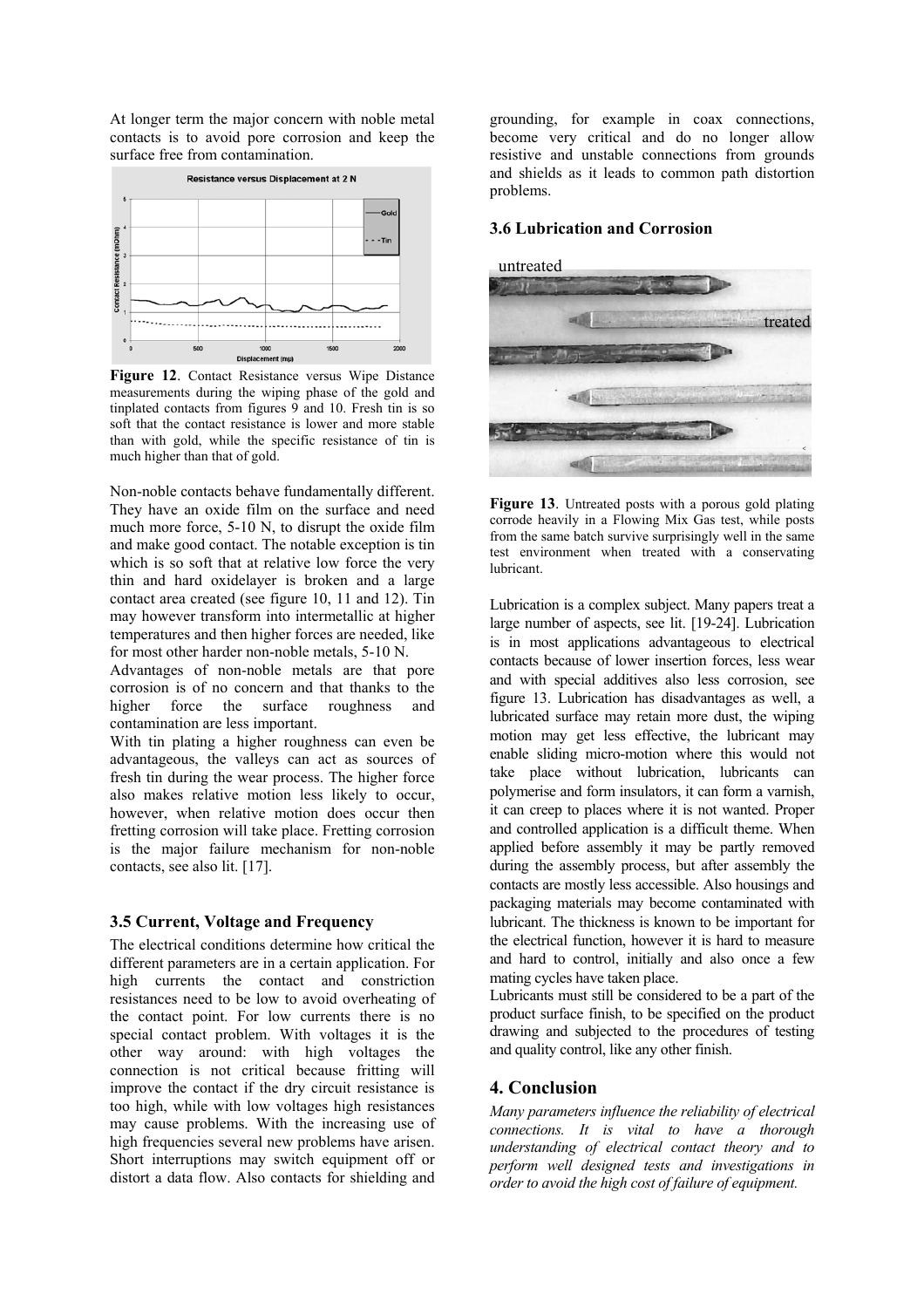At longer term the major concern with noble metal contacts is to avoid pore corrosion and keep the surface free from contamination.

**Figure 12**. Contact Resistance versus Wipe Distance measurements during the wiping phase of the gold and tinplated contacts from figures 9 and 10. Fresh tin is so soft that the contact resistance is lower and more stable than with gold, while the specific resistance of tin is much higher than that of gold.

Non-noble contacts behave fundamentally different. They have an oxide film on the surface and need much more force, 5-10 N, to disrupt the oxide film and make good contact. The notable exception is tin which is so soft that at relative low force the very thin and hard oxidelayer is broken and a large contact area created (see figure 10, 11 and 12). Tin may however transform into intermetallic at higher temperatures and then higher forces are needed, like for most other harder non-noble metals, 5-10 N.

Advantages of non-noble metals are that pore corrosion is of no concern and that thanks to the higher force the surface roughness and contamination are less important.

With tin plating a higher roughness can even be advantageous, the valleys can act as sources of fresh tin during the wear process. The higher force also makes relative motion less likely to occur, however, when relative motion does occur then fretting corrosion will take place. Fretting corrosion is the major failure mechanism for non-noble contacts, see also lit. [17].

### 3.5 Current, Voltage and Frequency

The electrical conditions determine how critical the different parameters are in a certain application. For high currents the contact and constriction resistances need to be low to avoid overheating of the contact point. For low currents there is no special contact problem. With voltages it is the other way around: with high voltages the connection is not critical because fritting will improve the contact if the dry circuit resistance is too high, while with low voltages high resistances may cause problems. With the increasing use of high frequencies several new problems have arisen. Short interruptions may switch equipment off or distort a data flow. Also contacts for shielding and grounding, for example in coax connections, become very critical and do no longer allow resistive and unstable connections from grounds and shields as it leads to common path distortion problems.

### 3.6 Lubrication and Corrosion

**Figure 13**. Untreated posts with a porous gold plating corrode heavily in a Flowing Mix Gas test, while posts from the same batch survive surprisingly well in the same test environment when treated with a conservating lubricant.

Lubrication is a complex subject. Many papers treat a large number of aspects, see lit. [19-24]. Lubrication is in most applications advantageous to electrical contacts because of lower insertion forces, less wear and with special additives also less corrosion, see figure 13. Lubrication has disadvantages as well, a lubricated surface may retain more dust, the wiping motion may get less effective, the lubricant may enable sliding micro-motion where this would not take place without lubrication, lubricants can polymerise and form insulators, it can form a varnish, it can creep to places where it is not wanted. Proper and controlled application is a difficult theme. When applied before assembly it may be partly removed during the assembly process, but after assembly the contacts are mostly less accessible. Also housings and packaging materials may become contaminated with lubricant. The thickness is known to be important for the electrical function, however it is hard to measure and hard to control, initially and also once a few mating cycles have taken place.

Lubricants must still be considered to be a part of the product surface finish, to be specified on the product drawing and subjected to the procedures of testing and quality control, like any other finish.

## 4. Conclusion

*Many parameters influence the reliability of electrical connections. It is vital to have a thorough understanding of electrical contact theory and to perform well designed tests and investigations in order to avoid the high cost of failure of equipment.*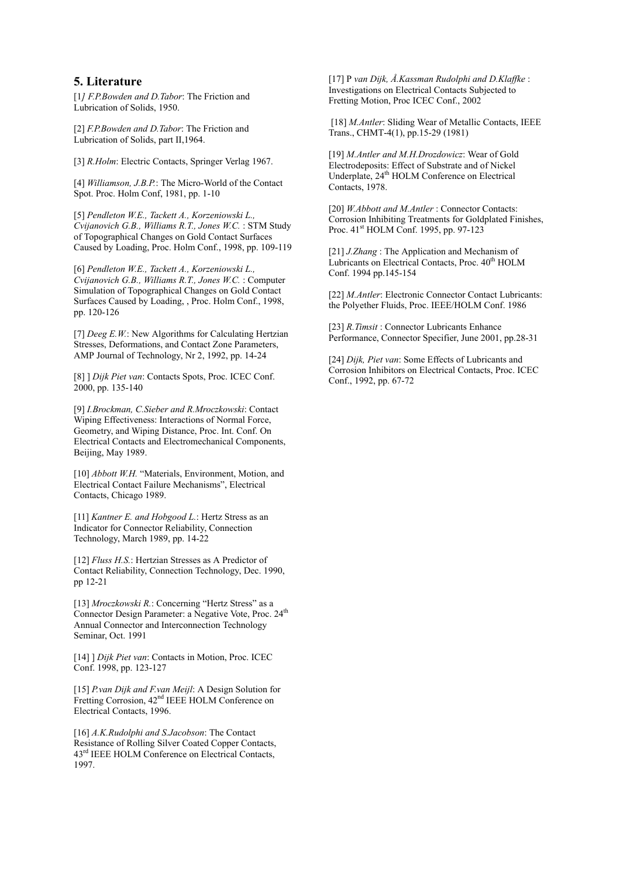## 5. Literature

[1] *F.P.Bowden and D.Tabor*: The Friction and Lubrication of Solids, 1950.

[2] *F.P.Bowden and D.Tabor*: The Friction and Lubrication of Solids, part II,1964.

[3] *R.Holm*: Electric Contacts, Springer Verlag 1967.

[4] *Williamson, J.B.P.*: The Micro-World of the Contact Spot. Proc. Holm Conf, 1981, pp. 1-10

[5] *Pendleton W.E., Tackett A., Korzeniowski L., Cvijanovich G.B., Williams R.T., Jones W.C.* : STM Study of Topographical Changes on Gold Contact Surfaces Caused by Loading, Proc. Holm Conf., 1998, pp. 109-119

[6] *Pendleton W.E., Tackett A., Korzeniowski L., Cvijanovich G.B., Williams R.T., Jones W.C.* : Computer Simulation of Topographical Changes on Gold Contact Surfaces Caused by Loading, , Proc. Holm Conf., 1998, pp. 120-126

[7] *Deeg E.W.*: New Algorithms for Calculating Hertzian Stresses, Deformations, and Contact Zone Parameters, AMP Journal of Technology, Nr 2, 1992, pp. 14-24

[8] ] *Dijk Piet van*: Contacts Spots, Proc. ICEC Conf. 2000, pp. 135-140

[9] *I.Brockman, C.Sieber and R.Mroczkowski*: Contact Wiping Effectiveness: Interactions of Normal Force, Geometry, and Wiping Distance, Proc. Int. Conf. On Electrical Contacts and Electromechanical Components, Beijing, May 1989.

[10] *Abbott W.H.* "Materials, Environment, Motion, and Electrical Contact Failure Mechanisms", Electrical Contacts, Chicago 1989.

[11] *Kantner E. and Hobgood L.*: Hertz Stress as an Indicator for Connector Reliability, Connection Technology, March 1989, pp. 14-22

[12] *Fluss H.S.*: Hertzian Stresses as A Predictor of Contact Reliability, Connection Technology, Dec. 1990, pp 12-21

[13] *Mroczkowski R.*: Concerning "Hertz Stress" as a Connector Design Parameter: a Negative Vote, Proc. 24th Annual Connector and Interconnection Technology Seminar, Oct. 1991

[14] ] *Dijk Piet van*: Contacts in Motion, Proc. ICEC Conf. 1998, pp. 123-127

[15] *P.van Dijk and F.van Meijl*: A Design Solution for Fretting Corrosion, 42nd IEEE HOLM Conference on Electrical Contacts, 1996.

[16] *A.K.Rudolphi and S.Jacobson*: The Contact Resistance of Rolling Silver Coated Copper Contacts, 43rd IEEE HOLM Conference on Electrical Contacts, 1997.

[17] P *van Dijk, Å.Kassman Rudolphi and D.Klaffke* : Investigations on Electrical Contacts Subjected to Fretting Motion, Proc ICEC Conf., 2002

[18] *M.Antler*: Sliding Wear of Metallic Contacts, IEEE Trans., CHMT-4(1), pp.15-29 (1981)

[19] *M.Antler and M.H.Drozdowicz*: Wear of Gold Electrodeposits: Effect of Substrate and of Nickel Underplate, 24th HOLM Conference on Electrical Contacts, 1978.

[20] *W.Abbott and M.Antler* : Connector Contacts: Corrosion Inhibiting Treatments for Goldplated Finishes, Proc. 41st HOLM Conf. 1995, pp. 97-123

[21] *J.Zhang* : The Application and Mechanism of Lubricants on Electrical Contacts, Proc. 40th HOLM Conf. 1994 pp.145-154

[22] *M.Antler*: Electronic Connector Contact Lubricants: the Polyether Fluids, Proc. IEEE/HOLM Conf. 1986

[23] *R.Timsit* : Connector Lubricants Enhance Performance, Connector Specifier, June 2001, pp.28-31

[24] *Dijk, Piet van*: Some Effects of Lubricants and Corrosion Inhibitors on Electrical Contacts, Proc. ICEC Conf., 1992, pp. 67-72